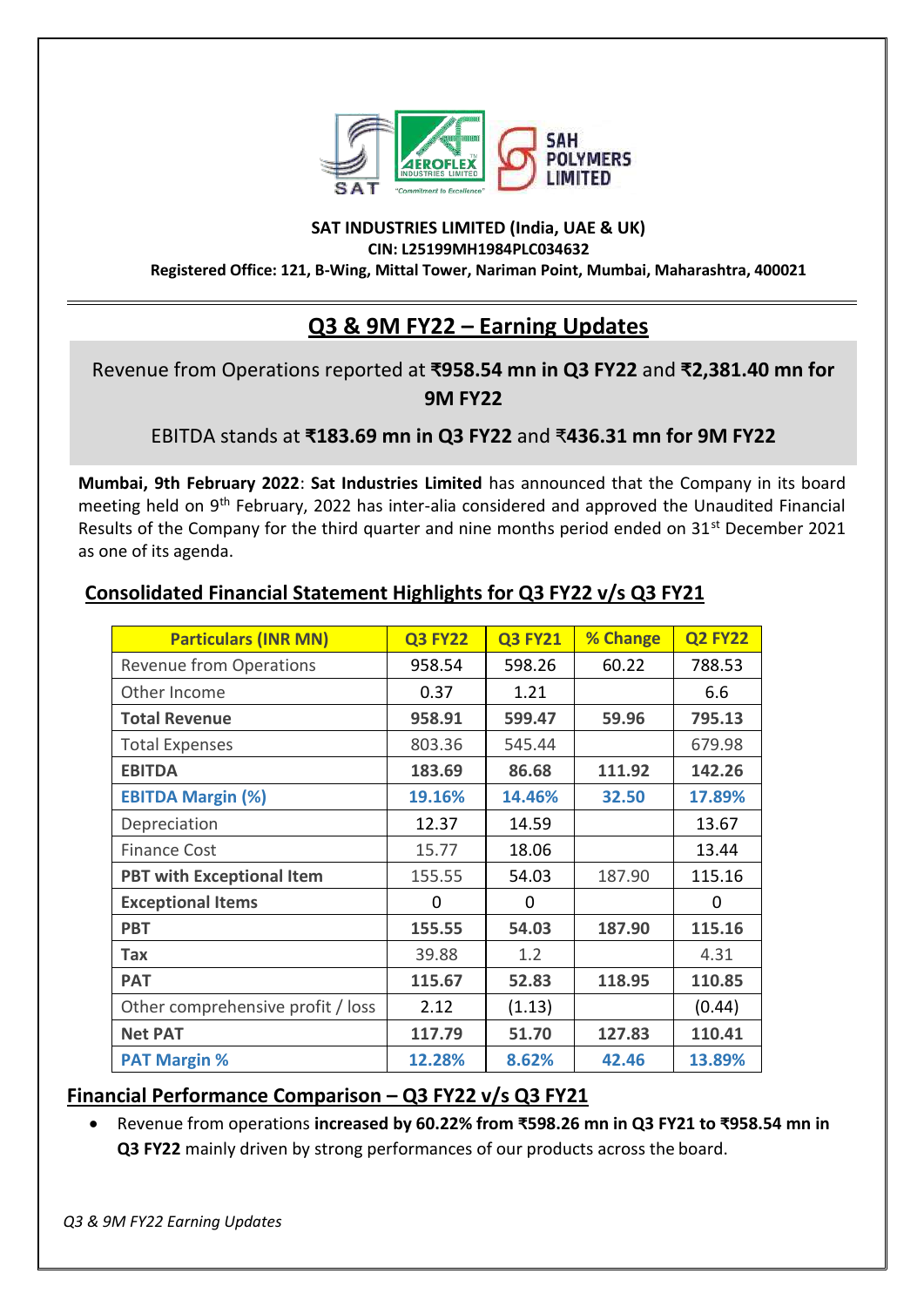**SAT INDUSTRIES LIMITED (India, UAE & UK)**
**CIN: L25199MH1984PLC034632**
**Registered Office: 121, B-Wing, Mittal Tower, Nariman Point, Mumbai, Maharashtra, 400021**

# Q3 & 9M FY22 – Earning Updates

Revenue from Operations reported at **₹958.54 mn in Q3 FY22** and **₹2,381.40 mn for 9M FY22**

EBITDA stands at **₹183.69 mn in Q3 FY22** and **₹436.31 mn for 9M FY22**

**Mumbai, 9th February 2022**: **Sat Industries Limited** has announced that the Company in its board meeting held on 9th February, 2022 has inter-alia considered and approved the Unaudited Financial Results of the Company for the third quarter and nine months period ended on 31st December 2021 as one of its agenda.

## Consolidated Financial Statement Highlights for Q3 FY22 v/s Q3 FY21

| Particulars (INR MN) | Q3 FY22 | Q3 FY21 | % Change | Q2 FY22 |
|---|---|---|---|---|
| Revenue from Operations | 958.54 | 598.26 | 60.22 | 788.53 |
| Other Income | 0.37 | 1.21 | | 6.6 |
| **Total Revenue** | **958.91** | **599.47** | **59.96** | **795.13** |
| Total Expenses | 803.36 | 545.44 | | 679.98 |
| **EBITDA** | **183.69** | **86.68** | **111.92** | **142.26** |
| **EBITDA Margin (%)** | **19.16%** | **14.46%** | **32.50** | **17.89%** |
| Depreciation | 12.37 | 14.59 | | 13.67 |
| Finance Cost | 15.77 | 18.06 | | 13.44 |
| **PBT with Exceptional Item** | 155.55 | 54.03 | 187.90 | 115.16 |
| **Exceptional Items** | 0 | 0 | | 0 |
| **PBT** | **155.55** | **54.03** | **187.90** | **115.16** |
| **Tax** | 39.88 | 1.2 | | 4.31 |
| **PAT** | **115.67** | **52.83** | **118.95** | **110.85** |
| Other comprehensive profit / loss | 2.12 | (1.13) | | (0.44) |
| **Net PAT** | **117.79** | **51.70** | **127.83** | **110.41** |
| **PAT Margin %** | **12.28%** | **8.62%** | **42.46** | **13.89%** |

## Financial Performance Comparison – Q3 FY22 v/s Q3 FY21

- Revenue from operations **increased by 60.22% from ₹598.26 mn in Q3 FY21 to ₹958.54 mn in Q3 FY22** mainly driven by strong performances of our products across the board.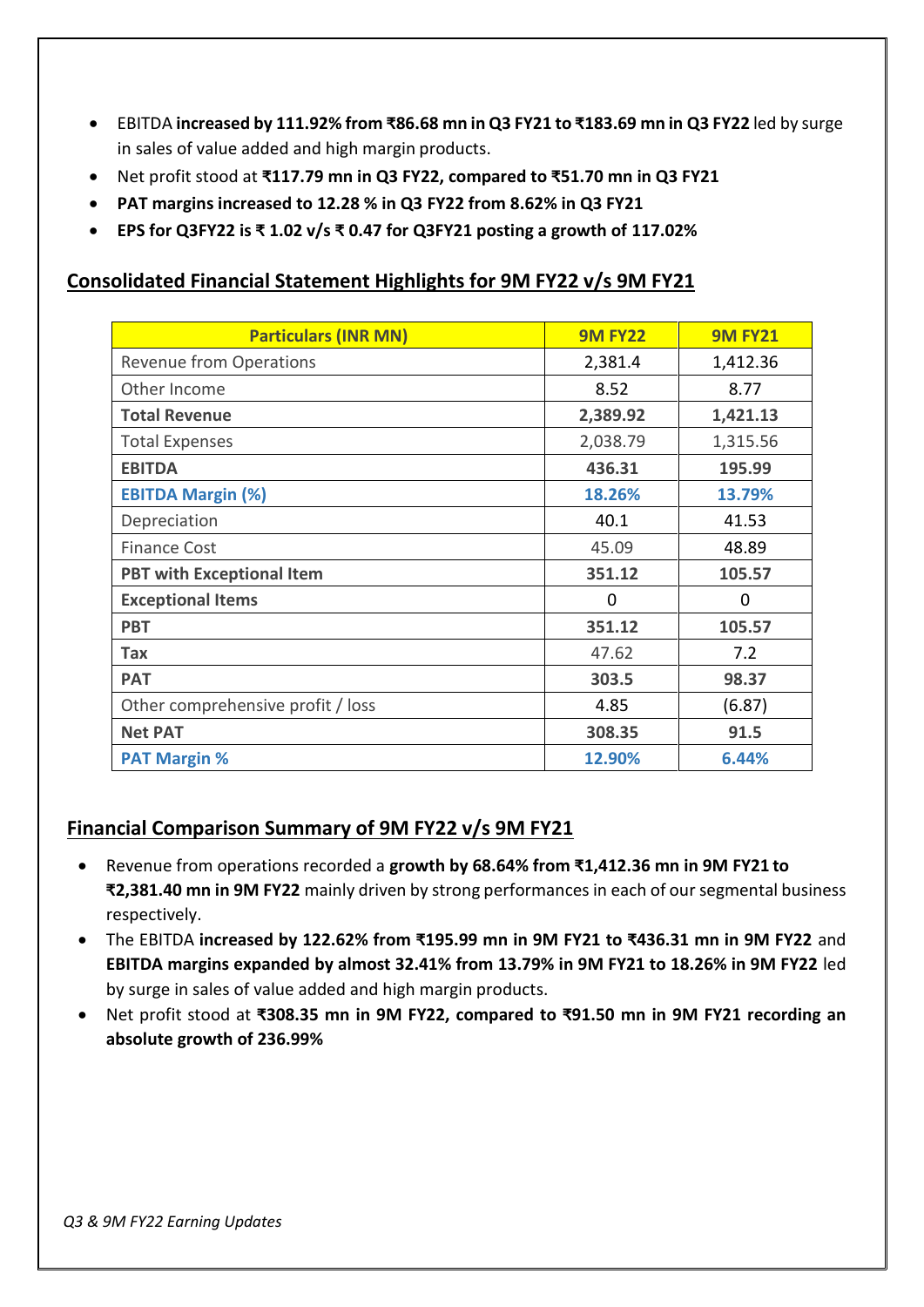- EBITDA **increased by 111.92% from ₹86.68 mn in Q3 FY21 to ₹183.69 mn in Q3 FY22** led by surge in sales of value added and high margin products.
- Net profit stood at **₹117.79 mn in Q3 FY22, compared to ₹51.70 mn in Q3 FY21**
- **PAT margins increased to 12.28 % in Q3 FY22 from 8.62% in Q3 FY21**
- **EPS for Q3FY22 is ₹ 1.02 v/s ₹ 0.47 for Q3FY21 posting a growth of 117.02%**

## Consolidated Financial Statement Highlights for 9M FY22 v/s 9M FY21

| Particulars (INR MN) | 9M FY22 | 9M FY21 |
|---|---|---|
| Revenue from Operations | 2,381.4 | 1,412.36 |
| Other Income | 8.52 | 8.77 |
| **Total Revenue** | **2,389.92** | **1,421.13** |
| Total Expenses | 2,038.79 | 1,315.56 |
| **EBITDA** | **436.31** | **195.99** |
| **EBITDA Margin (%)** | **18.26%** | **13.79%** |
| Depreciation | 40.1 | 41.53 |
| Finance Cost | 45.09 | 48.89 |
| **PBT with Exceptional Item** | **351.12** | **105.57** |
| **Exceptional Items** | 0 | 0 |
| **PBT** | **351.12** | **105.57** |
| **Tax** | 47.62 | 7.2 |
| **PAT** | **303.5** | **98.37** |
| Other comprehensive profit / loss | 4.85 | (6.87) |
| **Net PAT** | **308.35** | **91.5** |
| **PAT Margin %** | **12.90%** | **6.44%** |

## Financial Comparison Summary of 9M FY22 v/s 9M FY21

- Revenue from operations recorded a **growth by 68.64% from ₹1,412.36 mn in 9M FY21 to ₹2,381.40 mn in 9M FY22** mainly driven by strong performances in each of our segmental business respectively.
- The EBITDA **increased by 122.62% from ₹195.99 mn in 9M FY21 to ₹436.31 mn in 9M FY22** and **EBITDA margins expanded by almost 32.41% from 13.79% in 9M FY21 to 18.26% in 9M FY22** led by surge in sales of value added and high margin products.
- Net profit stood at **₹308.35 mn in 9M FY22, compared to ₹91.50 mn in 9M FY21 recording an absolute growth of 236.99%**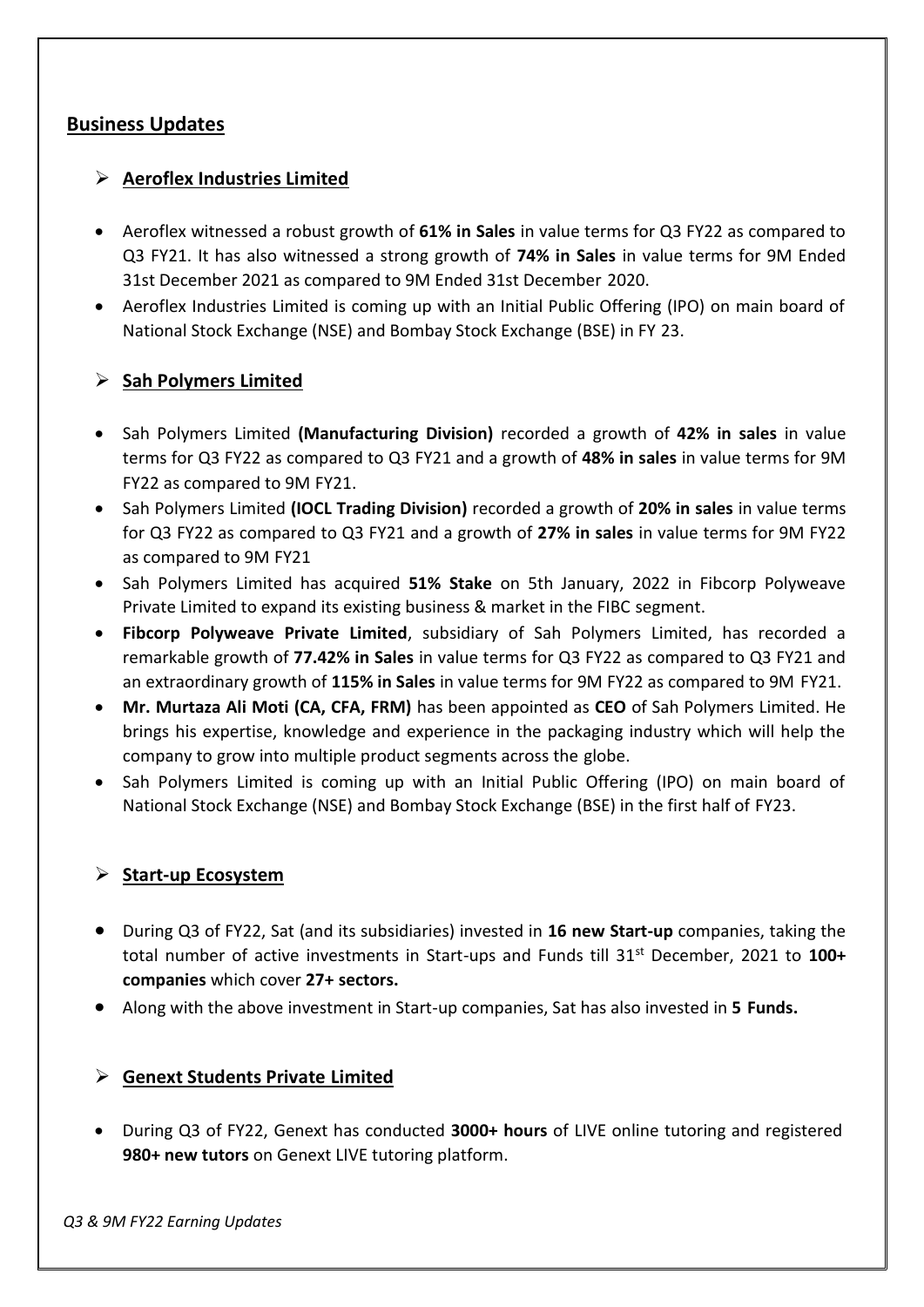## Business Updates

### Aeroflex Industries Limited

- Aeroflex witnessed a robust growth of **61% in Sales** in value terms for Q3 FY22 as compared to Q3 FY21. It has also witnessed a strong growth of **74% in Sales** in value terms for 9M Ended 31st December 2021 as compared to 9M Ended 31st December 2020.
- Aeroflex Industries Limited is coming up with an Initial Public Offering (IPO) on main board of National Stock Exchange (NSE) and Bombay Stock Exchange (BSE) in FY 23.

### Sah Polymers Limited

- Sah Polymers Limited **(Manufacturing Division)** recorded a growth of **42% in sales** in value terms for Q3 FY22 as compared to Q3 FY21 and a growth of **48% in sales** in value terms for 9M FY22 as compared to 9M FY21.
- Sah Polymers Limited **(IOCL Trading Division)** recorded a growth of **20% in sales** in value terms for Q3 FY22 as compared to Q3 FY21 and a growth of **27% in sales** in value terms for 9M FY22 as compared to 9M FY21
- Sah Polymers Limited has acquired **51% Stake** on 5th January, 2022 in Fibcorp Polyweave Private Limited to expand its existing business & market in the FIBC segment.
- **Fibcorp Polyweave Private Limited**, subsidiary of Sah Polymers Limited, has recorded a remarkable growth of **77.42% in Sales** in value terms for Q3 FY22 as compared to Q3 FY21 and an extraordinary growth of **115% in Sales** in value terms for 9M FY22 as compared to 9M FY21.
- **Mr. Murtaza Ali Moti (CA, CFA, FRM)** has been appointed as **CEO** of Sah Polymers Limited. He brings his expertise, knowledge and experience in the packaging industry which will help the company to grow into multiple product segments across the globe.
- Sah Polymers Limited is coming up with an Initial Public Offering (IPO) on main board of National Stock Exchange (NSE) and Bombay Stock Exchange (BSE) in the first half of FY23.

### Start-up Ecosystem

- During Q3 of FY22, Sat (and its subsidiaries) invested in **16 new Start-up** companies, taking the total number of active investments in Start-ups and Funds till 31st December, 2021 to **100+ companies** which cover **27+ sectors.**
- Along with the above investment in Start-up companies, Sat has also invested in **5 Funds.**

### Genext Students Private Limited

- During Q3 of FY22, Genext has conducted **3000+ hours** of LIVE online tutoring and registered **980+ new tutors** on Genext LIVE tutoring platform.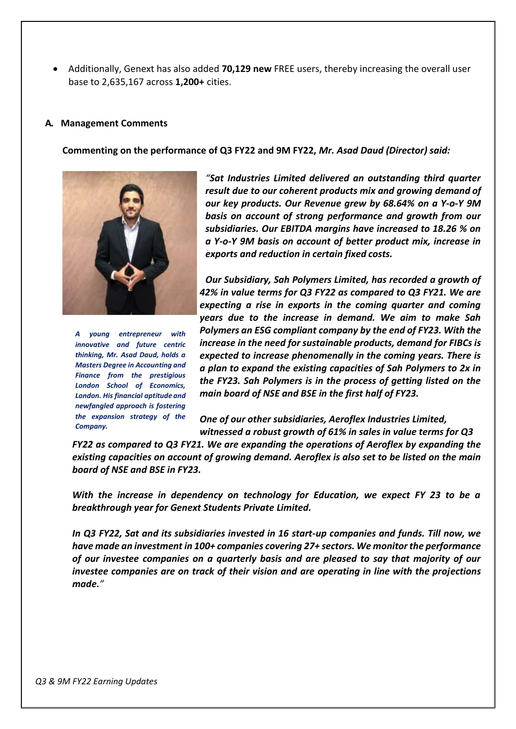- Additionally, Genext has also added **70,129 new** FREE users, thereby increasing the overall user base to 2,635,167 across **1,200+** cities.

## A. Management Comments

**Commenting on the performance of Q3 FY22 and 9M FY22,** ***Mr. Asad Daud (Director) said:***

***A young entrepreneur with innovative and future centric thinking, Mr. Asad Daud, holds a Masters Degree in Accounting and Finance from the prestigious London School of Economics, London. His financial aptitude and newfangled approach is fostering the expansion strategy of the Company.***

***"Sat Industries Limited delivered an outstanding third quarter result due to our coherent products mix and growing demand of our key products. Our Revenue grew by 68.64% on a Y-o-Y 9M basis on account of strong performance and growth from our subsidiaries. Our EBITDA margins have increased to 18.26 % on a Y-o-Y 9M basis on account of better product mix, increase in exports and reduction in certain fixed costs.***

***Our Subsidiary, Sah Polymers Limited, has recorded a growth of 42% in value terms for Q3 FY22 as compared to Q3 FY21. We are expecting a rise in exports in the coming quarter and coming years due to the increase in demand. We aim to make Sah Polymers an ESG compliant company by the end of FY23. With the increase in the need for sustainable products, demand for FIBCs is expected to increase phenomenally in the coming years. There is a plan to expand the existing capacities of Sah Polymers to 2x in the FY23. Sah Polymers is in the process of getting listed on the main board of NSE and BSE in the first half of FY23.***

***One of our other subsidiaries, Aeroflex Industries Limited, witnessed a robust growth of 61% in sales in value terms for Q3 FY22 as compared to Q3 FY21. We are expanding the operations of Aeroflex by expanding the existing capacities on account of growing demand. Aeroflex is also set to be listed on the main board of NSE and BSE in FY23.***

***With the increase in dependency on technology for Education, we expect FY 23 to be a breakthrough year for Genext Students Private Limited.***

***In Q3 FY22, Sat and its subsidiaries invested in 16 start-up companies and funds. Till now, we have made an investment in 100+ companies covering 27+ sectors. We monitor the performance of our investee companies on a quarterly basis and are pleased to say that majority of our investee companies are on track of their vision and are operating in line with the projections made."***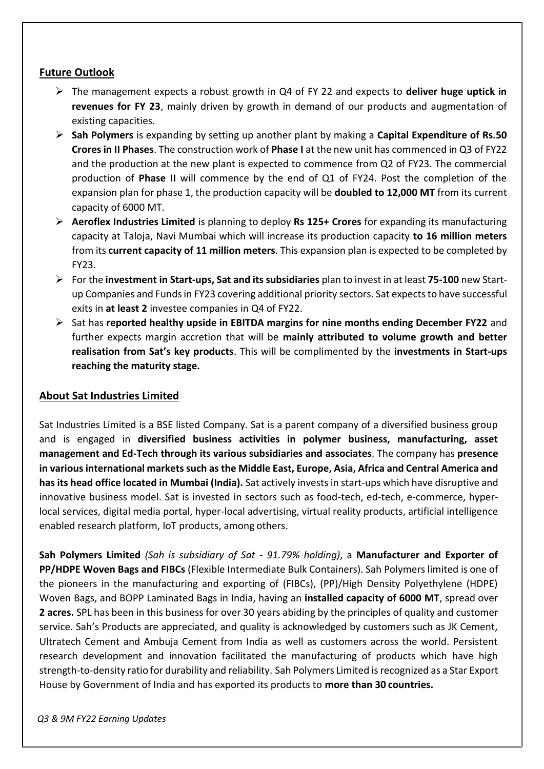## Future Outlook

- The management expects a robust growth in Q4 of FY 22 and expects to **deliver huge uptick in revenues for FY 23**, mainly driven by growth in demand of our products and augmentation of existing capacities.
- **Sah Polymers** is expanding by setting up another plant by making a **Capital Expenditure of Rs.50 Crores in II Phases**. The construction work of **Phase I** at the new unit has commenced in Q3 of FY22 and the production at the new plant is expected to commence from Q2 of FY23. The commercial production of **Phase II** will commence by the end of Q1 of FY24. Post the completion of the expansion plan for phase 1, the production capacity will be **doubled to 12,000 MT** from its current capacity of 6000 MT.
- **Aeroflex Industries Limited** is planning to deploy **Rs 125+ Crores** for expanding its manufacturing capacity at Taloja, Navi Mumbai which will increase its production capacity **to 16 million meters** from its **current capacity of 11 million meters**. This expansion plan is expected to be completed by FY23.
- For the **investment in Start-ups, Sat and its subsidiaries** plan to invest in at least **75-100** new Start-up Companies and Funds in FY23 covering additional priority sectors. Sat expects to have successful exits in **at least 2** investee companies in Q4 of FY22.
- Sat has **reported healthy upside in EBITDA margins for nine months ending December FY22** and further expects margin accretion that will be **mainly attributed to volume growth and better realisation from Sat's key products**. This will be complimented by the **investments in Start-ups reaching the maturity stage.**

## About Sat Industries Limited

Sat Industries Limited is a BSE listed Company. Sat is a parent company of a diversified business group and is engaged in **diversified business activities in polymer business, manufacturing, asset management and Ed-Tech through its various subsidiaries and associates**. The company has **presence in various international markets such as the Middle East, Europe, Asia, Africa and Central America and has its head office located in Mumbai (India).** Sat actively invests in start-ups which have disruptive and innovative business model. Sat is invested in sectors such as food-tech, ed-tech, e-commerce, hyper-local services, digital media portal, hyper-local advertising, virtual reality products, artificial intelligence enabled research platform, IoT products, among others.

**Sah Polymers Limited** *(Sah is subsidiary of Sat - 91.79% holding)*, a **Manufacturer and Exporter of PP/HDPE Woven Bags and FIBCs** (Flexible Intermediate Bulk Containers). Sah Polymers limited is one of the pioneers in the manufacturing and exporting of (FIBCs), (PP)/High Density Polyethylene (HDPE) Woven Bags, and BOPP Laminated Bags in India, having an **installed capacity of 6000 MT**, spread over **2 acres.** SPL has been in this business for over 30 years abiding by the principles of quality and customer service. Sah's Products are appreciated, and quality is acknowledged by customers such as JK Cement, Ultratech Cement and Ambuja Cement from India as well as customers across the world. Persistent research development and innovation facilitated the manufacturing of products which have high strength-to-density ratio for durability and reliability. Sah Polymers Limited is recognized as a Star Export House by Government of India and has exported its products to **more than 30 countries.**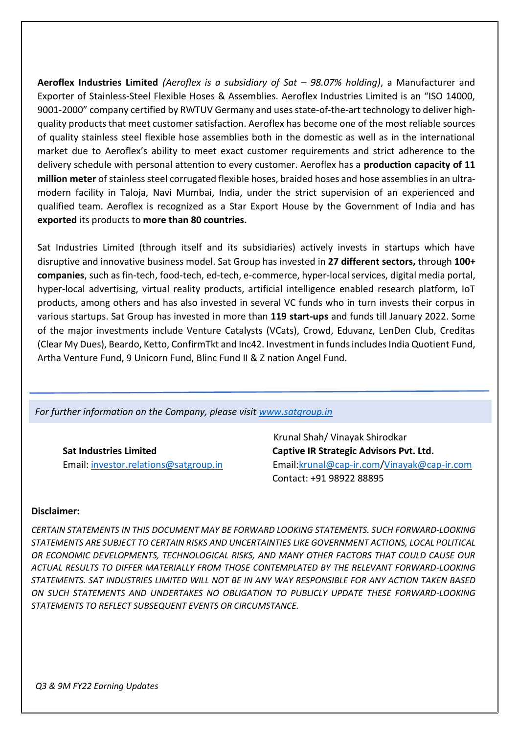**Aeroflex Industries Limited** *(Aeroflex is a subsidiary of Sat – 98.07% holding)*, a Manufacturer and Exporter of Stainless-Steel Flexible Hoses & Assemblies. Aeroflex Industries Limited is an "ISO 14000, 9001-2000" company certified by RWTUV Germany and uses state-of-the-art technology to deliver high-quality products that meet customer satisfaction. Aeroflex has become one of the most reliable sources of quality stainless steel flexible hose assemblies both in the domestic as well as in the international market due to Aeroflex's ability to meet exact customer requirements and strict adherence to the delivery schedule with personal attention to every customer. Aeroflex has a **production capacity of 11 million meter** of stainless steel corrugated flexible hoses, braided hoses and hose assemblies in an ultra-modern facility in Taloja, Navi Mumbai, India, under the strict supervision of an experienced and qualified team. Aeroflex is recognized as a Star Export House by the Government of India and has **exported** its products to **more than 80 countries.**

Sat Industries Limited (through itself and its subsidiaries) actively invests in startups which have disruptive and innovative business model. Sat Group has invested in **27 different sectors,** through **100+ companies**, such as fin-tech, food-tech, ed-tech, e-commerce, hyper-local services, digital media portal, hyper-local advertising, virtual reality products, artificial intelligence enabled research platform, IoT products, among others and has also invested in several VC funds who in turn invests their corpus in various startups. Sat Group has invested in more than **119 start-ups** and funds till January 2022. Some of the major investments include Venture Catalysts (VCats), Crowd, Eduvanz, LenDen Club, Creditas (Clear My Dues), Beardo, Ketto, ConfirmTkt and Inc42. Investment in funds includes India Quotient Fund, Artha Venture Fund, 9 Unicorn Fund, Blinc Fund II & Z nation Angel Fund.

---

*For further information on the Company, please visit [www.satgroup.in](www.satgroup.in)*

**Sat Industries Limited**
Email: investor.relations@satgroup.in

Krunal Shah/ Vinayak Shirodkar
**Captive IR Strategic Advisors Pvt. Ltd.**
Email:krunal@cap-ir.com/Vinayak@cap-ir.com
Contact: +91 98922 88895

**Disclaimer:**

*CERTAIN STATEMENTS IN THIS DOCUMENT MAY BE FORWARD LOOKING STATEMENTS. SUCH FORWARD-LOOKING STATEMENTS ARE SUBJECT TO CERTAIN RISKS AND UNCERTAINTIES LIKE GOVERNMENT ACTIONS, LOCAL POLITICAL OR ECONOMIC DEVELOPMENTS, TECHNOLOGICAL RISKS, AND MANY OTHER FACTORS THAT COULD CAUSE OUR ACTUAL RESULTS TO DIFFER MATERIALLY FROM THOSE CONTEMPLATED BY THE RELEVANT FORWARD-LOOKING STATEMENTS. SAT INDUSTRIES LIMITED WILL NOT BE IN ANY WAY RESPONSIBLE FOR ANY ACTION TAKEN BASED ON SUCH STATEMENTS AND UNDERTAKES NO OBLIGATION TO PUBLICLY UPDATE THESE FORWARD-LOOKING STATEMENTS TO REFLECT SUBSEQUENT EVENTS OR CIRCUMSTANCE.*